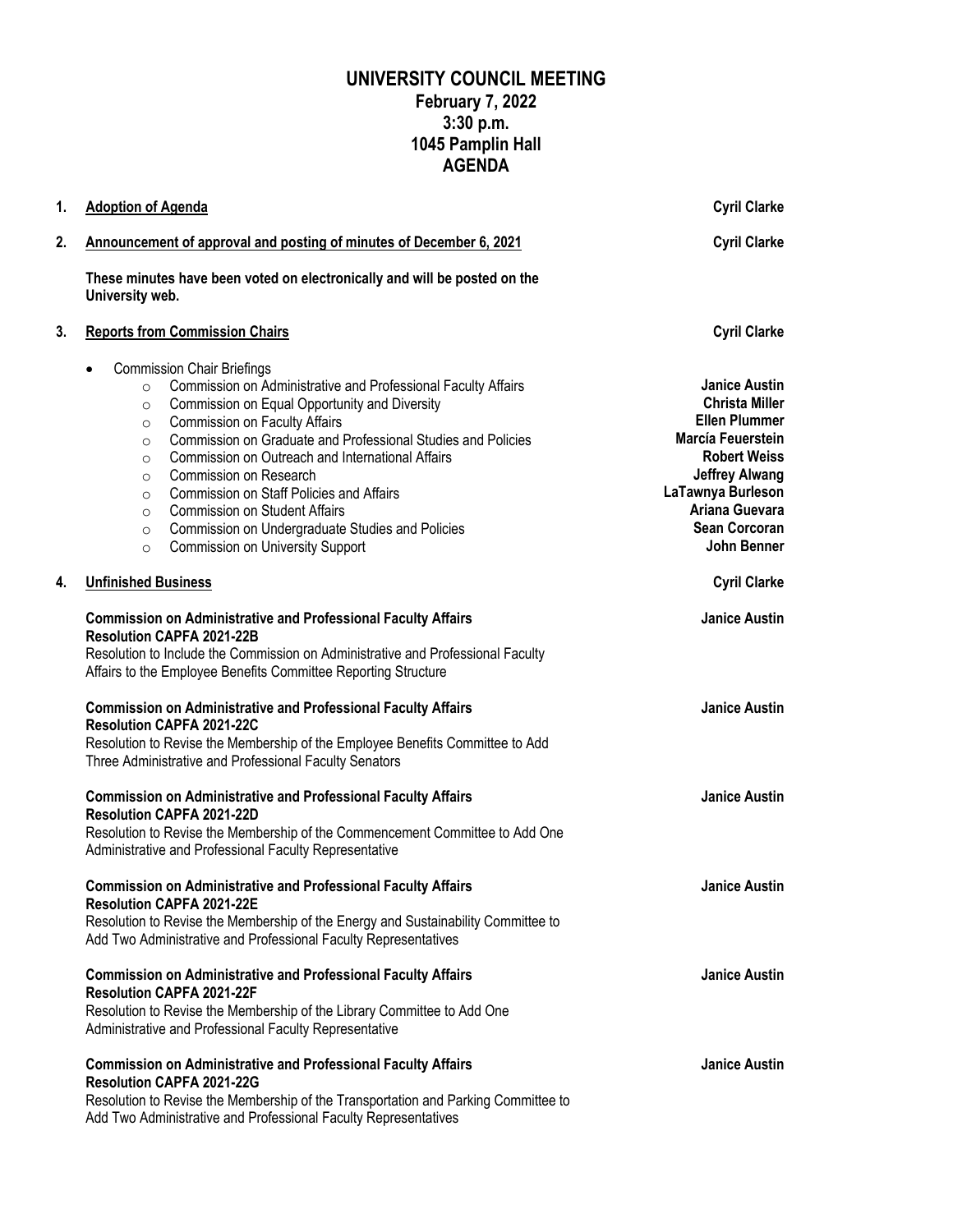# UNIVERSITY COUNCIL MEETING
## February 7, 2022
## 3:30 p.m.
## 1045 Pamplin Hall
## AGENDA

1. **Adoption of Agenda** — **Cyril Clarke**

2. **Announcement of approval and posting of minutes of December 6, 2021** — **Cyril Clarke**

   **These minutes have been voted on electronically and will be posted on the University web.**

3. **Reports from Commission Chairs** — **Cyril Clarke**

   - Commission Chair Briefings
     - Commission on Administrative and Professional Faculty Affairs — **Janice Austin**
     - Commission on Equal Opportunity and Diversity — **Christa Miller**
     - Commission on Faculty Affairs — **Ellen Plummer**
     - Commission on Graduate and Professional Studies and Policies — **Marcía Feuerstein**
     - Commission on Outreach and International Affairs — **Robert Weiss**
     - Commission on Research — **Jeffrey Alwang**
     - Commission on Staff Policies and Affairs — **LaTawnya Burleson**
     - Commission on Student Affairs — **Ariana Guevara**
     - Commission on Undergraduate Studies and Policies — **Sean Corcoran**
     - Commission on University Support — **John Benner**

4. **Unfinished Business** — **Cyril Clarke**

   **Commission on Administrative and Professional Faculty Affairs** — **Janice Austin**
   **Resolution CAPFA 2021-22B**
   Resolution to Include the Commission on Administrative and Professional Faculty Affairs to the Employee Benefits Committee Reporting Structure

   **Commission on Administrative and Professional Faculty Affairs** — **Janice Austin**
   **Resolution CAPFA 2021-22C**
   Resolution to Revise the Membership of the Employee Benefits Committee to Add Three Administrative and Professional Faculty Senators

   **Commission on Administrative and Professional Faculty Affairs** — **Janice Austin**
   **Resolution CAPFA 2021-22D**
   Resolution to Revise the Membership of the Commencement Committee to Add One Administrative and Professional Faculty Representative

   **Commission on Administrative and Professional Faculty Affairs** — **Janice Austin**
   **Resolution CAPFA 2021-22E**
   Resolution to Revise the Membership of the Energy and Sustainability Committee to Add Two Administrative and Professional Faculty Representatives

   **Commission on Administrative and Professional Faculty Affairs** — **Janice Austin**
   **Resolution CAPFA 2021-22F**
   Resolution to Revise the Membership of the Library Committee to Add One Administrative and Professional Faculty Representative

   **Commission on Administrative and Professional Faculty Affairs** — **Janice Austin**
   **Resolution CAPFA 2021-22G**
   Resolution to Revise the Membership of the Transportation and Parking Committee to Add Two Administrative and Professional Faculty Representatives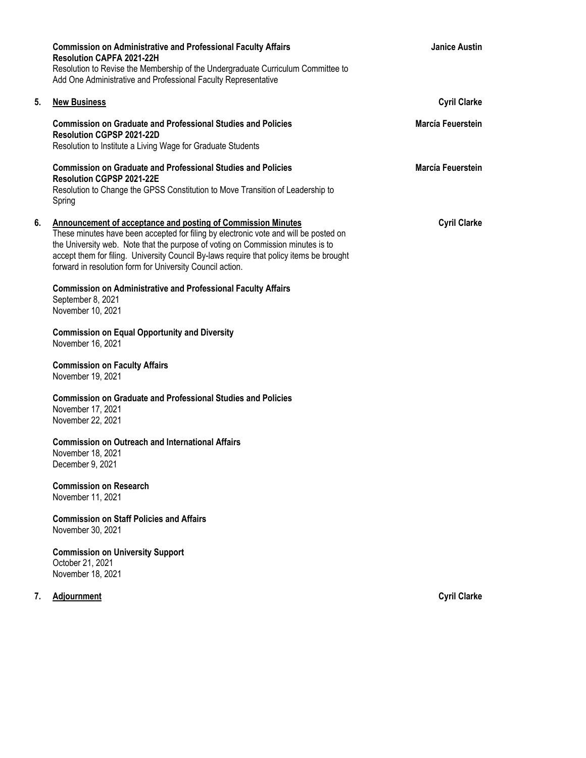**Commission on Administrative and Professional Faculty Affairs** **Janice Austin**
**Resolution CAPFA 2021-22H**
Resolution to Revise the Membership of the Undergraduate Curriculum Committee to Add One Administrative and Professional Faculty Representative

5. **New Business** **Cyril Clarke**

**Commission on Graduate and Professional Studies and Policies** **Marcía Feuerstein**
**Resolution CGPSP 2021-22D**
Resolution to Institute a Living Wage for Graduate Students

**Commission on Graduate and Professional Studies and Policies** **Marcía Feuerstein**
**Resolution CGPSP 2021-22E**
Resolution to Change the GPSS Constitution to Move Transition of Leadership to Spring

6. **Announcement of acceptance and posting of Commission Minutes** **Cyril Clarke**
These minutes have been accepted for filing by electronic vote and will be posted on the University web. Note that the purpose of voting on Commission minutes is to accept them for filing. University Council By-laws require that policy items be brought forward in resolution form for University Council action.

**Commission on Administrative and Professional Faculty Affairs**
September 8, 2021
November 10, 2021

**Commission on Equal Opportunity and Diversity**
November 16, 2021

**Commission on Faculty Affairs**
November 19, 2021

**Commission on Graduate and Professional Studies and Policies**
November 17, 2021
November 22, 2021

**Commission on Outreach and International Affairs**
November 18, 2021
December 9, 2021

**Commission on Research**
November 11, 2021

**Commission on Staff Policies and Affairs**
November 30, 2021

**Commission on University Support**
October 21, 2021
November 18, 2021

7. **Adjournment** **Cyril Clarke**